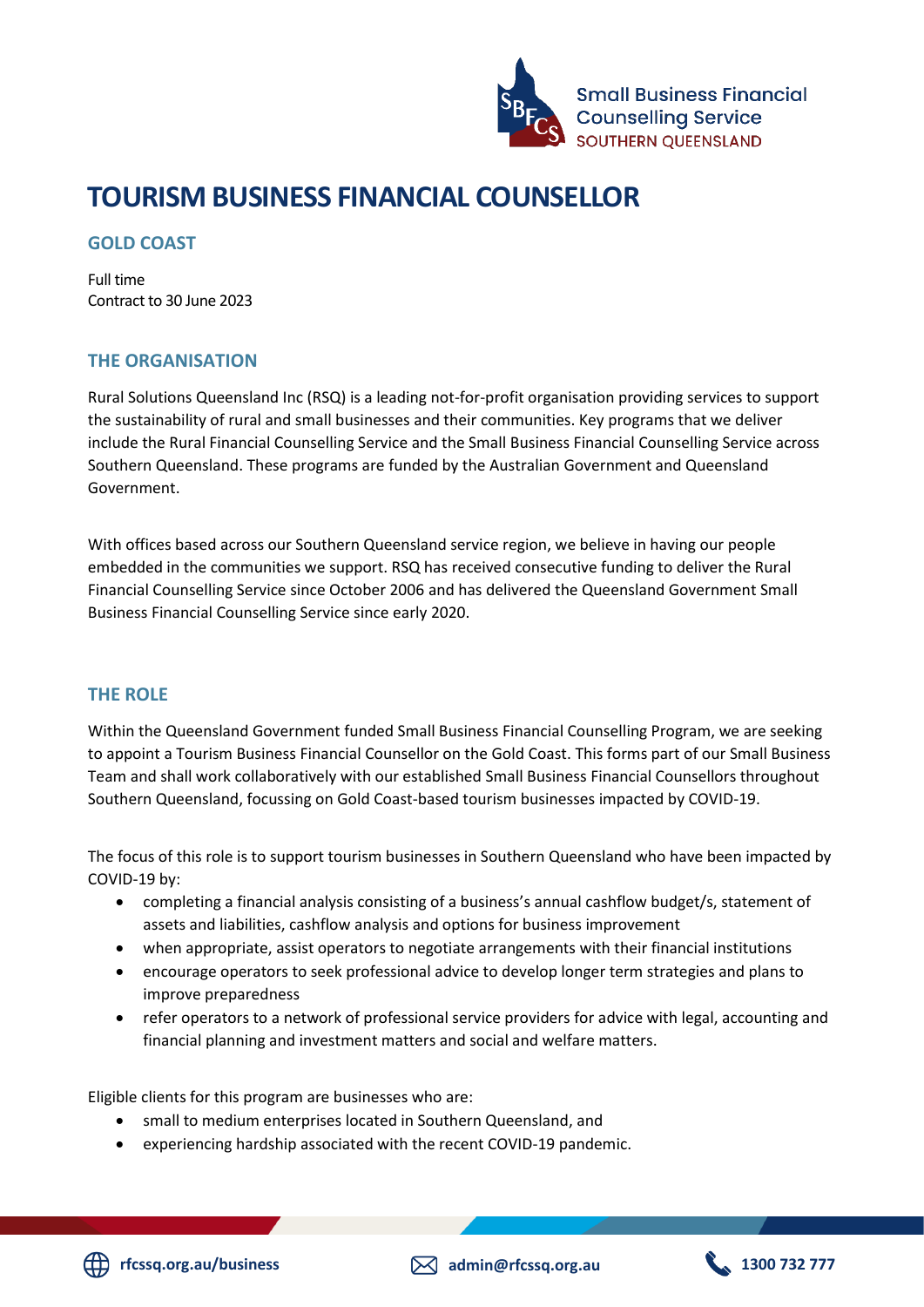# TOURISM BUSINESS FINANCIAL COUNSELLOR

## GOLD COAST

Full time
Contract to 30 June 2023

## THE ORGANISATION

Rural Solutions Queensland Inc (RSQ) is a leading not-for-profit organisation providing services to support the sustainability of rural and small businesses and their communities. Key programs that we deliver include the Rural Financial Counselling Service and the Small Business Financial Counselling Service across Southern Queensland. These programs are funded by the Australian Government and Queensland Government.

With offices based across our Southern Queensland service region, we believe in having our people embedded in the communities we support. RSQ has received consecutive funding to deliver the Rural Financial Counselling Service since October 2006 and has delivered the Queensland Government Small Business Financial Counselling Service since early 2020.

## THE ROLE

Within the Queensland Government funded Small Business Financial Counselling Program, we are seeking to appoint a Tourism Business Financial Counsellor on the Gold Coast. This forms part of our Small Business Team and shall work collaboratively with our established Small Business Financial Counsellors throughout Southern Queensland, focussing on Gold Coast-based tourism businesses impacted by COVID-19.

The focus of this role is to support tourism businesses in Southern Queensland who have been impacted by COVID-19 by:

- completing a financial analysis consisting of a business's annual cashflow budget/s, statement of assets and liabilities, cashflow analysis and options for business improvement
- when appropriate, assist operators to negotiate arrangements with their financial institutions
- encourage operators to seek professional advice to develop longer term strategies and plans to improve preparedness
- refer operators to a network of professional service providers for advice with legal, accounting and financial planning and investment matters and social and welfare matters.

Eligible clients for this program are businesses who are:

- small to medium enterprises located in Southern Queensland, and
- experiencing hardship associated with the recent COVID-19 pandemic.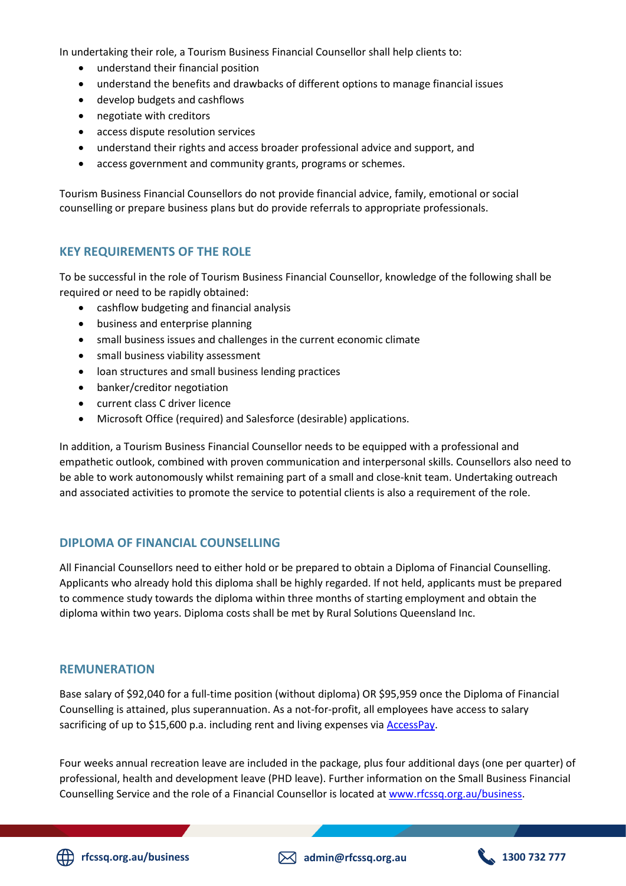In undertaking their role, a Tourism Business Financial Counsellor shall help clients to:

- understand their financial position
- understand the benefits and drawbacks of different options to manage financial issues
- develop budgets and cashflows
- negotiate with creditors
- access dispute resolution services
- understand their rights and access broader professional advice and support, and
- access government and community grants, programs or schemes.

Tourism Business Financial Counsellors do not provide financial advice, family, emotional or social counselling or prepare business plans but do provide referrals to appropriate professionals.

## KEY REQUIREMENTS OF THE ROLE

To be successful in the role of Tourism Business Financial Counsellor, knowledge of the following shall be required or need to be rapidly obtained:

- cashflow budgeting and financial analysis
- business and enterprise planning
- small business issues and challenges in the current economic climate
- small business viability assessment
- loan structures and small business lending practices
- banker/creditor negotiation
- current class C driver licence
- Microsoft Office (required) and Salesforce (desirable) applications.

In addition, a Tourism Business Financial Counsellor needs to be equipped with a professional and empathetic outlook, combined with proven communication and interpersonal skills. Counsellors also need to be able to work autonomously whilst remaining part of a small and close-knit team. Undertaking outreach and associated activities to promote the service to potential clients is also a requirement of the role.

## DIPLOMA OF FINANCIAL COUNSELLING

All Financial Counsellors need to either hold or be prepared to obtain a Diploma of Financial Counselling. Applicants who already hold this diploma shall be highly regarded. If not held, applicants must be prepared to commence study towards the diploma within three months of starting employment and obtain the diploma within two years. Diploma costs shall be met by Rural Solutions Queensland Inc.

## REMUNERATION

Base salary of $92,040 for a full-time position (without diploma) OR $95,959 once the Diploma of Financial Counselling is attained, plus superannuation. As a not-for-profit, all employees have access to salary sacrificing of up to $15,600 p.a. including rent and living expenses via AccessPay.

Four weeks annual recreation leave are included in the package, plus four additional days (one per quarter) of professional, health and development leave (PHD leave). Further information on the Small Business Financial Counselling Service and the role of a Financial Counsellor is located at www.rfcssq.org.au/business.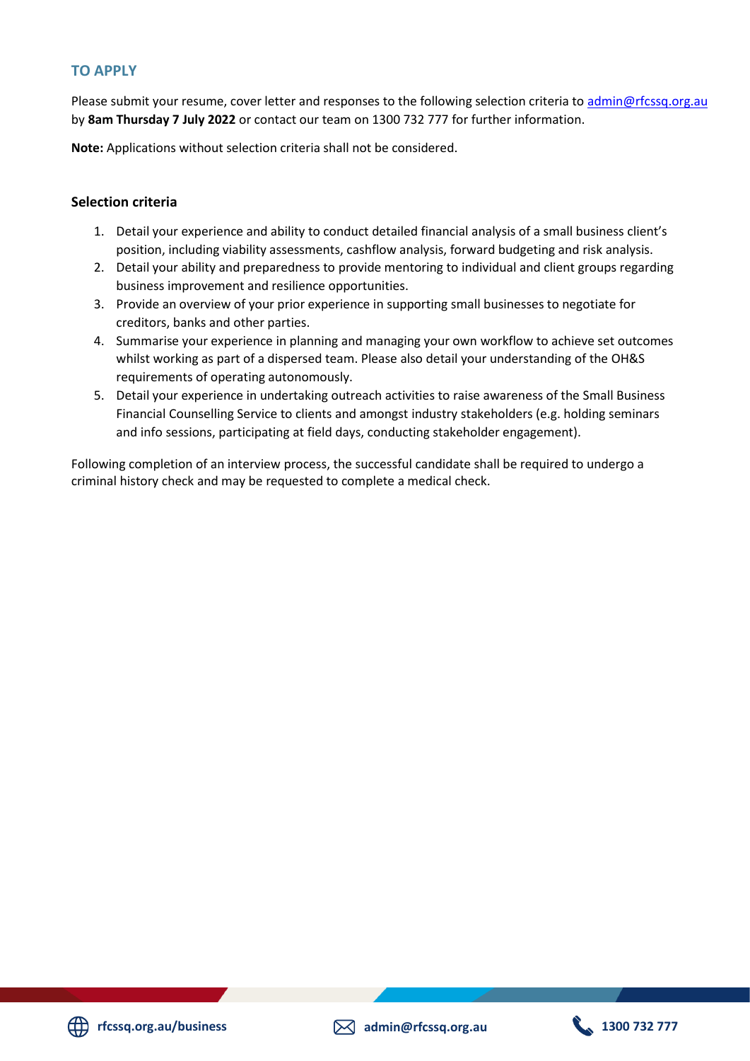## TO APPLY

Please submit your resume, cover letter and responses to the following selection criteria to admin@rfcssq.org.au by **8am Thursday 7 July 2022** or contact our team on 1300 732 777 for further information.

**Note:** Applications without selection criteria shall not be considered.

### Selection criteria

1. Detail your experience and ability to conduct detailed financial analysis of a small business client's position, including viability assessments, cashflow analysis, forward budgeting and risk analysis.
2. Detail your ability and preparedness to provide mentoring to individual and client groups regarding business improvement and resilience opportunities.
3. Provide an overview of your prior experience in supporting small businesses to negotiate for creditors, banks and other parties.
4. Summarise your experience in planning and managing your own workflow to achieve set outcomes whilst working as part of a dispersed team. Please also detail your understanding of the OH&S requirements of operating autonomously.
5. Detail your experience in undertaking outreach activities to raise awareness of the Small Business Financial Counselling Service to clients and amongst industry stakeholders (e.g. holding seminars and info sessions, participating at field days, conducting stakeholder engagement).

Following completion of an interview process, the successful candidate shall be required to undergo a criminal history check and may be requested to complete a medical check.